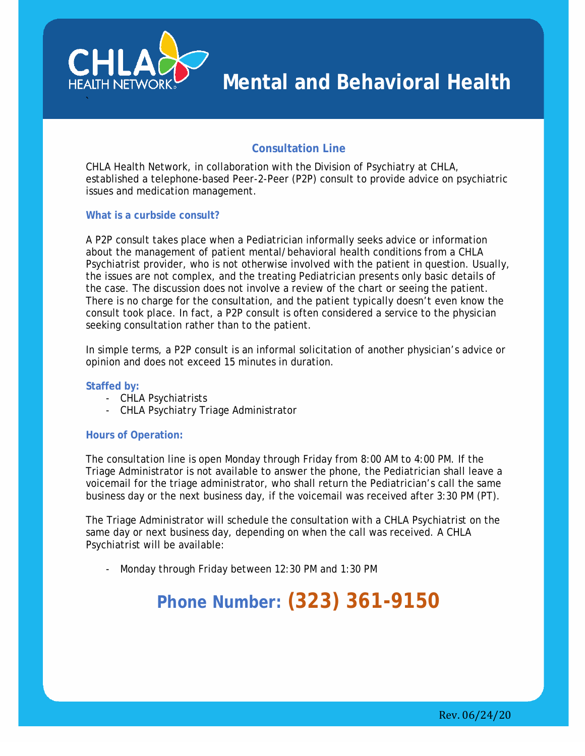# Mental and Behavioral Health

## Consultation Line

CHLA Health Network, in collaboration with the Division of Psychiatry at CHLA, established a telephone-based Peer-2-Peer (P2P) consult to provide advice on psychiatric issues and medication management.

### What is a curbside consult?

A P2P consult takes place when a Pediatrician informally seeks advice or information about the management of patient mental/behavioral health conditions from a CHLA Psychiatrist provider, who is not otherwise involved with the patient in question. Usually, the issues are not complex, and the treating Pediatrician presents only basic details of the case. The discussion does not involve a review of the chart or seeing the patient. There is no charge for the consultation, and the patient typically doesn't even know the consult took place. In fact, a P2P consult is often considered a service to the physician seeking consultation rather than to the patient.

In simple terms, a P2P consult is an informal solicitation of another physician's advice or opinion and does not exceed 15 minutes in duration.

### Staffed by:

- CHLA Psychiatrists
- CHLA Psychiatry Triage Administrator

### Hours of Operation:

The consultation line is open Monday through Friday from 8:00 AM to 4:00 PM. If the Triage Administrator is not available to answer the phone, the Pediatrician shall leave a voicemail for the triage administrator, who shall return the Pediatrician's call the same business day or the next business day, if the voicemail was received after 3:30 PM (PT).

The Triage Administrator will schedule the consultation with a CHLA Psychiatrist on the same day or next business day, depending on when the call was received. A CHLA Psychiatrist will be available:

- Monday through Friday between 12:30 PM and 1:30 PM

## Phone Number: (323) 361-9150

Rev. 06/24/20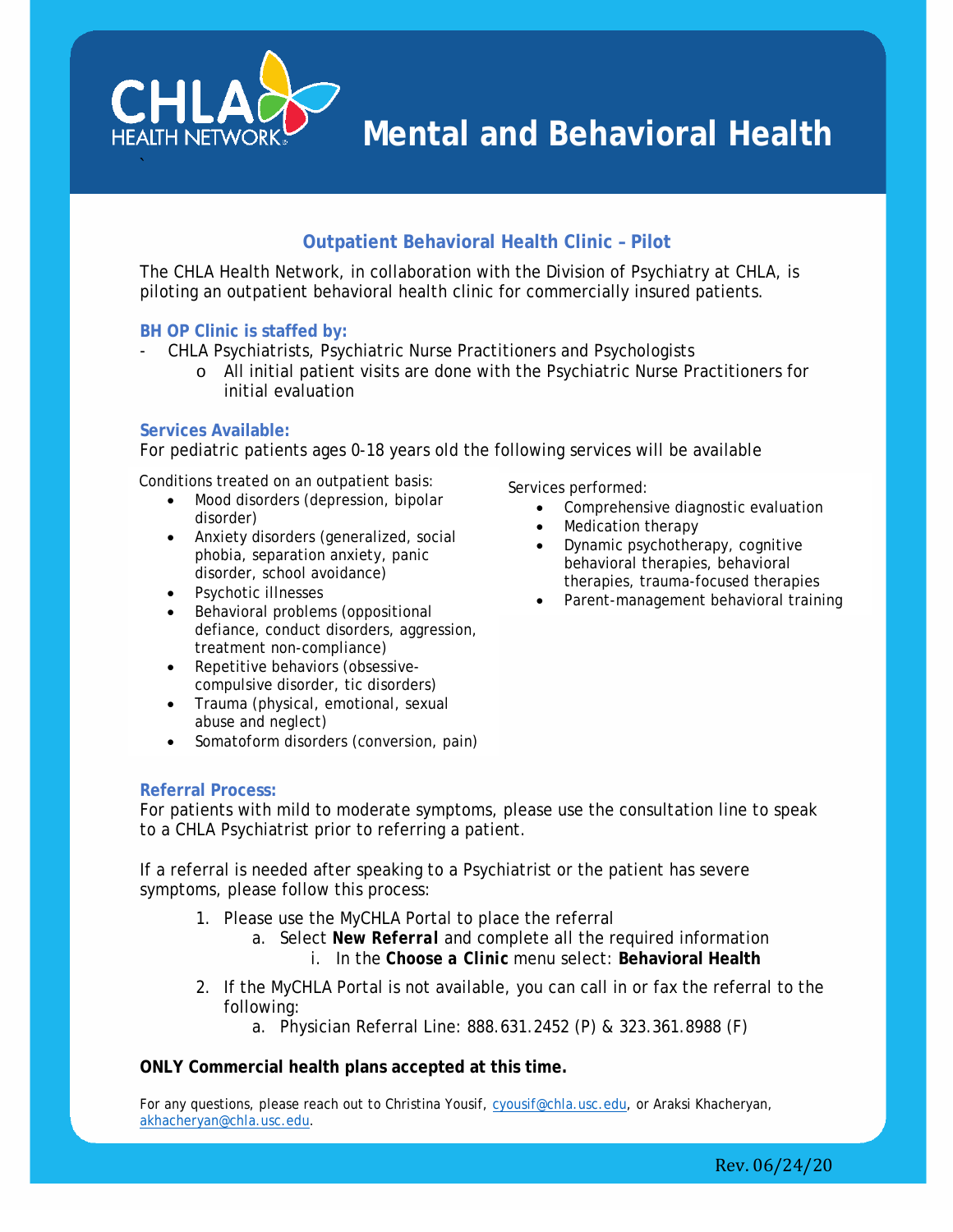# Mental and Behavioral Health

## Outpatient Behavioral Health Clinic – Pilot

The CHLA Health Network, in collaboration with the Division of Psychiatry at CHLA, is piloting an outpatient behavioral health clinic for commercially insured patients.

### BH OP Clinic is staffed by:

- CHLA Psychiatrists, Psychiatric Nurse Practitioners and Psychologists
  - All initial patient visits are done with the Psychiatric Nurse Practitioners for initial evaluation

### Services Available:

For pediatric patients ages 0-18 years old the following services will be available

Conditions treated on an outpatient basis:

- Mood disorders (depression, bipolar disorder)
- Anxiety disorders (generalized, social phobia, separation anxiety, panic disorder, school avoidance)
- Psychotic illnesses
- Behavioral problems (oppositional defiance, conduct disorders, aggression, treatment non-compliance)
- Repetitive behaviors (obsessive-compulsive disorder, tic disorders)
- Trauma (physical, emotional, sexual abuse and neglect)
- Somatoform disorders (conversion, pain)

Services performed:

- Comprehensive diagnostic evaluation
- Medication therapy
- Dynamic psychotherapy, cognitive behavioral therapies, behavioral therapies, trauma-focused therapies
- Parent-management behavioral training

### Referral Process:

For patients with mild to moderate symptoms, please use the consultation line to speak to a CHLA Psychiatrist prior to referring a patient.

If a referral is needed after speaking to a Psychiatrist or the patient has severe symptoms, please follow this process:

1. Please use the MyCHLA Portal to place the referral
   a. Select **New Referral** and complete all the required information
      i. In the **Choose a Clinic** menu select: **Behavioral Health**
2. If the MyCHLA Portal is not available, you can call in or fax the referral to the following:
   a. Physician Referral Line: 888.631.2452 (P) & 323.361.8988 (F)

**ONLY Commercial health plans accepted at this time.**

For any questions, please reach out to Christina Yousif, cyousif@chla.usc.edu, or Araksi Khacheryan, akhacheryan@chla.usc.edu.

Rev. 06/24/20